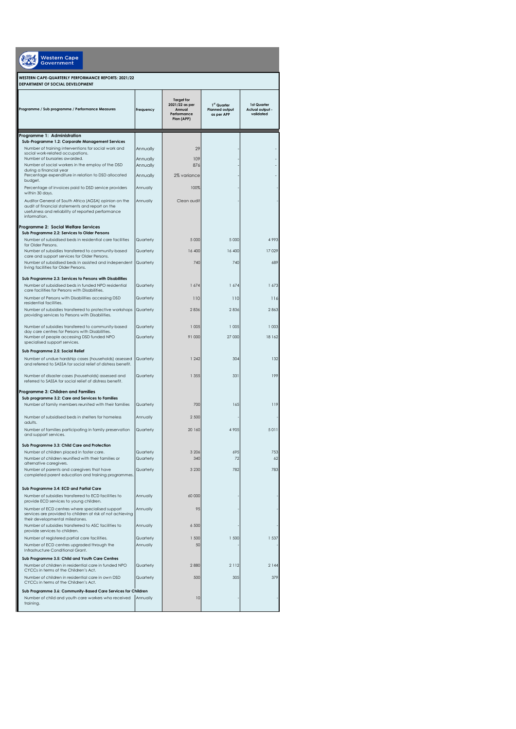Western Cape Government

**WESTERN CAPE-QUARTERLY PERFORMANCE REPORTS: 2021/22**
**DEPARTMENT OF SOCIAL DEVELOPMENT**

| Programme / Sub programme / Performance Measures | Frequency | Target for 2021/22 as per Annual Performance Plan (APP) | 1st Quarter Planned output as per APP | 1st Quarter Actual output - validated |
|---|---|---|---|---|
| **Programme 1: Administration** | | | | |
| **Sub-Programme 1.2: Corporate Management Services** | | | | |
| Number of training interventions for social work and social work-related occupations. | Annually | 29 | - | - |
| Number of bursaries awarded. | Annually | 109 | - | - |
| Number of social workers in the employ of the DSD during a financial year | Annually | 876 | - | - |
| Percentage expenditure in relation to DSD allocated budget. | Annually | 2% variance | - | - |
| Percentage of invoices paid to DSD service providers within 30 days. | Annually | 100% | - | - |
| Auditor General of South Africa (AGSA) opinion on the audit of financial statements and report on the usefulness and reliability of reported performance information. | Annually | Clean audit | - | - |
| **Programme 2: Social Welfare Services** | | | | |
| **Sub Programme 2.2: Services to Older Persons** | | | | |
| Number of subsidised beds in residential care facilities for Older Persons. | Quarterly | 5 000 | 5 000 | 4 993 |
| Number of subsidies transferred to community-based care and support services for Older Persons. | Quarterly | 16 400 | 16 400 | 17 029 |
| Number of subsidised beds in assisted and independent living facilities for Older Persons. | Quarterly | 740 | 740 | 689 |
| **Sub Programme 2.3: Services to Persons with Disabilities** | | | | |
| Number of subsidised beds in funded NPO residential care facilities for Persons with Disabilities. | Quarterly | 1 674 | 1 674 | 1 673 |
| Number of Persons with Disabilities accessing DSD residential facilities. | Quarterly | 110 | 110 | 116 |
| Number of subsidies transferred to protective workshops providing services to Persons with Disabilities. | Quarterly | 2 836 | 2 836 | 2 863 |
| Number of subsidies transferred to community-based day care centres for Persons with Disabilities. | Quarterly | 1 005 | 1 005 | 1 003 |
| Number of people accessing DSD funded NPO specialised support services. | Quarterly | 91 000 | 27 000 | 18 162 |
| **Sub Programme 2.5: Social Relief** | | | | |
| Number of undue hardship cases (households) assessed and referred to SASSA for social relief of distress benefit. | Quarterly | 1 242 | 304 | 132 |
| Number of disaster cases (households) assessed and referred to SASSA for social relief of distress benefit. | Quarterly | 1 355 | 331 | 199 |
| **Programme 3: Children and Families** | | | | |
| **Sub programme 3.2: Care and Services to Families** | | | | |
| Number of family members reunited with their families | Quarterly | 700 | 165 | 119 |
| Number of subsidised beds in shelters for homeless adults. | Annually | 2 500 | - | - |
| Number of families participating in family preservation and support services. | Quarterly | 20 160 | 4 905 | 5 011 |
| **Sub Programme 3.3: Child Care and Protection** | | | | |
| Number of children placed in foster care. | Quarterly | 3 206 | 695 | 753 |
| Number of children reunified with their families or alternative caregivers. | Quarterly | 340 | 72 | 62 |
| Number of parents and caregivers that have completed parent education and training programmes. | Quarterly | 3 230 | 782 | 783 |
| **Sub Programme 3.4: ECD and Partial Care** | | | | |
| Number of subsidies transferred to ECD facilities to provide ECD services to young children. | Annually | 60 000 | - | - |
| Number of ECD centres where specialised support services are provided to children at risk of not achieving their developmental milestones. | Annually | 95 | - | - |
| Number of subsidies transferred to ASC facilities to provide services to children. | Annually | 6 500 | - | - |
| Number of registered partial care facilities. | Quarterly | 1 500 | 1 500 | 1 537 |
| Number of ECD centres upgraded through the Infrastructure Conditional Grant. | Annually | 50 | - | - |
| **Sub Programme 3.5: Child and Youth Care Centres** | | | | |
| Number of children in residential care in funded NPO CYCCs in terms of the Children's Act. | Quarterly | 2 880 | 2 112 | 2 144 |
| Number of children in residential care in own DSD CYCCs in terms of the Children's Act. | Quarterly | 500 | 305 | 379 |
| **Sub Programme 3.6: Community-Based Care Services for Children** | | | | |
| Number of child and youth care workers who received training. | Annually | 10 | - | - |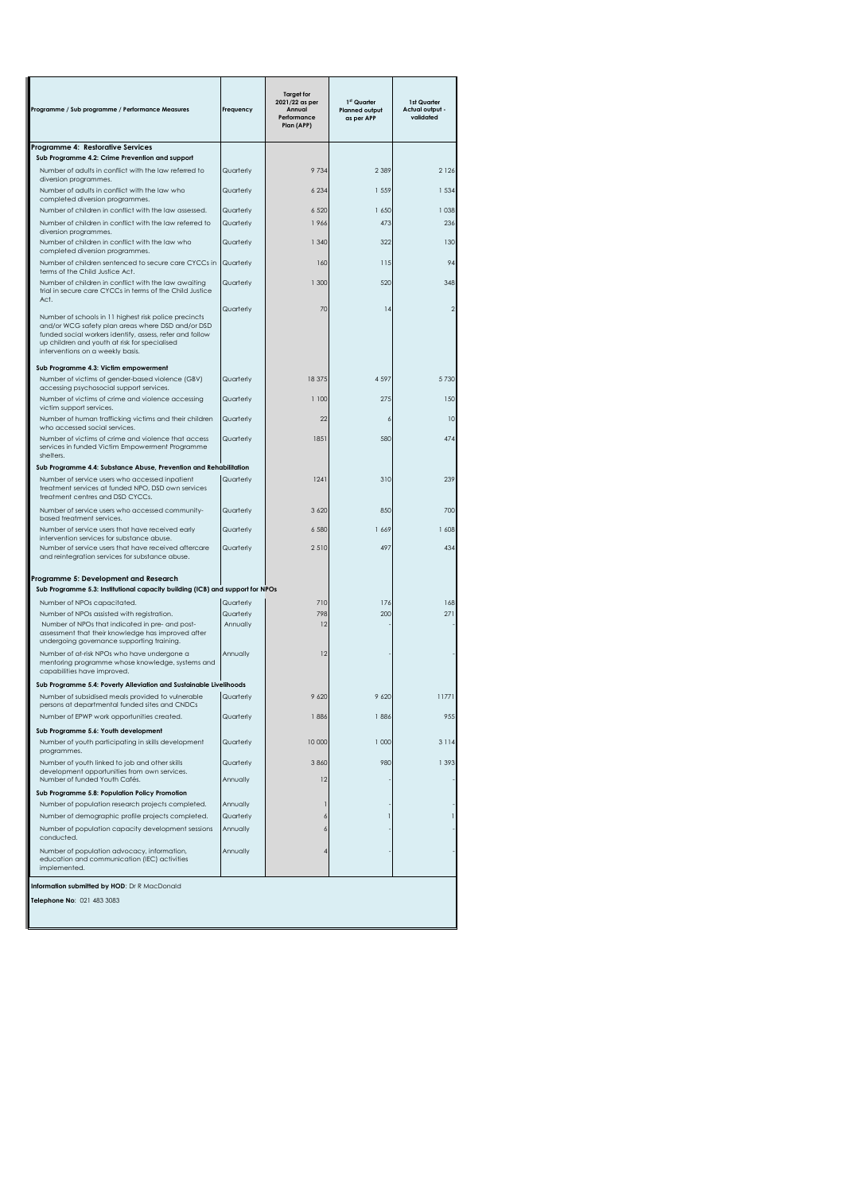| Programme / Sub programme / Performance Measures | Frequency | Target for 2021/22 as per Annual Performance Plan (APP) | 1st Quarter Planned output as per APP | 1st Quarter Actual output - validated |
|---|---|---|---|---|
| **Programme 4: Restorative Services** | | | | |
| **Sub Programme 4.2: Crime Prevention and support** | | | | |
| Number of adults in conflict with the law referred to diversion programmes. | Quarterly | 9 734 | 2 389 | 2 126 |
| Number of adults in conflict with the law who completed diversion programmes. | Quarterly | 6 234 | 1 559 | 1 534 |
| Number of children in conflict with the law assessed. | Quarterly | 6 520 | 1 650 | 1 038 |
| Number of children in conflict with the law referred to diversion programmes. | Quarterly | 1 966 | 473 | 236 |
| Number of children in conflict with the law who completed diversion programmes. | Quarterly | 1 340 | 322 | 130 |
| Number of children sentenced to secure care CYCCs in terms of the Child Justice Act. | Quarterly | 160 | 115 | 94 |
| Number of children in conflict with the law awaiting trial in secure care CYCCs in terms of the Child Justice Act. | Quarterly | 1 300 | 520 | 348 |
| Number of schools in 11 highest risk police precincts and/or WCG safety plan areas where DSD and/or DSD funded social workers identify, assess, refer and follow up children and youth at risk for specialised interventions on a weekly basis. | Quarterly | 70 | 14 | 2 |
| **Sub Programme 4.3: Victim empowerment** | | | | |
| Number of victims of gender-based violence (GBV) accessing psychosocial support services. | Quarterly | 18 375 | 4 597 | 5 730 |
| Number of victims of crime and violence accessing victim support services. | Quarterly | 1 100 | 275 | 150 |
| Number of human trafficking victims and their children who accessed social services. | Quarterly | 22 | 6 | 10 |
| Number of victims of crime and violence that access services in funded Victim Empowerment Programme shelters. | Quarterly | 1851 | 580 | 474 |
| **Sub Programme 4.4: Substance Abuse, Prevention and Rehabilitation** | | | | |
| Number of service users who accessed inpatient treatment services at funded NPO, DSD own services treatment centres and DSD CYCCs. | Quarterly | 1241 | 310 | 239 |
| Number of service users who accessed community-based treatment services. | Quarterly | 3 620 | 850 | 700 |
| Number of service users that have received early intervention services for substance abuse. | Quarterly | 6 580 | 1 669 | 1 608 |
| Number of service users that have received aftercare and reintegration services for substance abuse. | Quarterly | 2 510 | 497 | 434 |
| **Programme 5: Development and Research** | | | | |
| **Sub Programme 5.3: Institutional capacity building (ICB) and support for NPOs** | | | | |
| Number of NPOs capacitated. | Quarterly | 710 | 176 | 168 |
| Number of NPOs assisted with registration. | Quarterly | 798 | 200 | 271 |
| Number of NPOs that indicated in pre- and post-assessment that their knowledge has improved after undergoing governance supporting training. | Annually | 12 | - | - |
| Number of at-risk NPOs who have undergone a mentoring programme whose knowledge, systems and capabilities have improved. | Annually | 12 | - | - |
| **Sub Programme 5.4: Poverty Alleviation and Sustainable Livelihoods** | | | | |
| Number of subsidised meals provided to vulnerable persons at departmental funded sites and CNDCs | Quarterly | 9 620 | 9 620 | 11771 |
| Number of EPWP work opportunities created. | Quarterly | 1 886 | 1 886 | 955 |
| **Sub Programme 5.6: Youth development** | | | | |
| Number of youth participating in skills development programmes. | Quarterly | 10 000 | 1 000 | 3 114 |
| Number of youth linked to job and other skills development opportunities from own services. | Quarterly | 3 860 | 980 | 1 393 |
| Number of funded Youth Cafés. | Annually | 12 | - | - |
| **Sub Programme 5.8: Population Policy Promotion** | | | | |
| Number of population research projects completed. | Annually | 1 | - | - |
| Number of demographic profile projects completed. | Quarterly | 6 | 1 | 1 |
| Number of population capacity development sessions conducted. | Annually | 6 | - | - |
| Number of population advocacy, information, education and communication (IEC) activities implemented. | Annually | 4 | - | - |

**Information submitted by HOD**: Dr R MacDonald

**Telephone No**: 021 483 3083